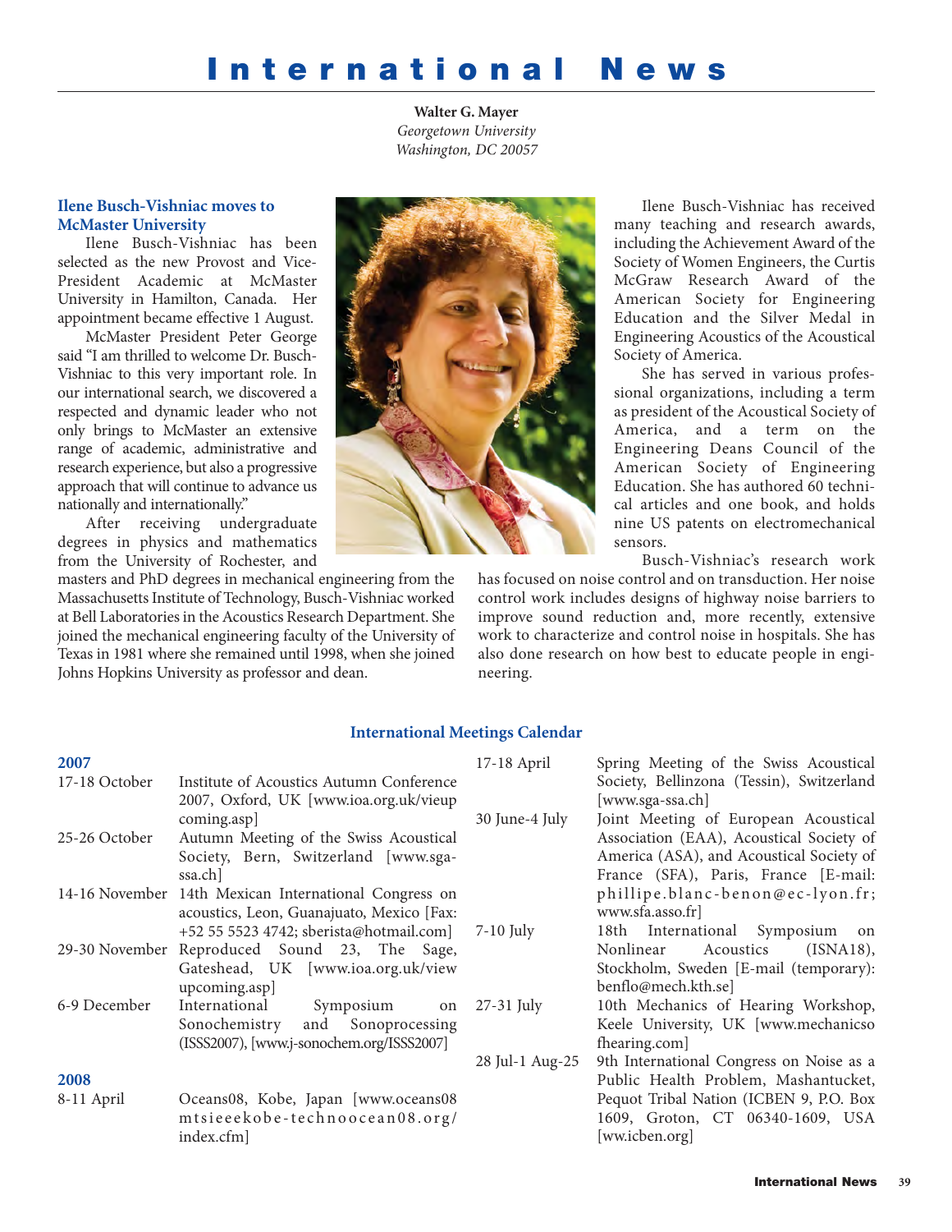# International News

**Walter G. Mayer**
*Georgetown University*
*Washington, DC 20057*

## Ilene Busch-Vishniac moves to McMaster University

Ilene Busch-Vishniac has been selected as the new Provost and Vice-President Academic at McMaster University in Hamilton, Canada. Her appointment became effective 1 August.

McMaster President Peter George said "I am thrilled to welcome Dr. Busch-Vishniac to this very important role. In our international search, we discovered a respected and dynamic leader who not only brings to McMaster an extensive range of academic, administrative and research experience, but also a progressive approach that will continue to advance us nationally and internationally."

After receiving undergraduate degrees in physics and mathematics from the University of Rochester, and masters and PhD degrees in mechanical engineering from the Massachusetts Institute of Technology, Busch-Vishniac worked at Bell Laboratories in the Acoustics Research Department. She joined the mechanical engineering faculty of the University of Texas in 1981 where she remained until 1998, when she joined Johns Hopkins University as professor and dean.

Ilene Busch-Vishniac has received many teaching and research awards, including the Achievement Award of the Society of Women Engineers, the Curtis McGraw Research Award of the American Society for Engineering Education and the Silver Medal in Engineering Acoustics of the Acoustical Society of America.

She has served in various professional organizations, including a term as president of the Acoustical Society of America, and a term on the Engineering Deans Council of the American Society of Engineering Education. She has authored 60 technical articles and one book, and holds nine US patents on electromechanical sensors.

Busch-Vishniac's research work has focused on noise control and on transduction. Her noise control work includes designs of highway noise barriers to improve sound reduction and, more recently, extensive work to characterize and control noise in hospitals. She has also done research on how best to educate people in engineering.

## International Meetings Calendar

**2007**

| | |
|---|---|
| 17-18 October | Institute of Acoustics Autumn Conference 2007, Oxford, UK [www.ioa.org.uk/vieupcoming.asp] |
| 25-26 October | Autumn Meeting of the Swiss Acoustical Society, Bern, Switzerland [www.sga-ssa.ch] |
| 14-16 November | 14th Mexican International Congress on acoustics, Leon, Guanajuato, Mexico [Fax: +52 55 5523 4742; sberista@hotmail.com] |
| 29-30 November | Reproduced Sound 23, The Sage, Gateshead, UK [www.ioa.org.uk/viewupcoming.asp] |
| 6-9 December | International Symposium on Sonochemistry and Sonoprocessing (ISSS2007), [www.j-sonochem.org/ISSS2007] |

**2008**

| | |
|---|---|
| 8-11 April | Oceans08, Kobe, Japan [www.oceans08mtsieeekobe-technoocean08.org/index.cfm] |
| 17-18 April | Spring Meeting of the Swiss Acoustical Society, Bellinzona (Tessin), Switzerland [www.sga-ssa.ch] |
| 30 June-4 July | Joint Meeting of European Acoustical Association (EAA), Acoustical Society of America (ASA), and Acoustical Society of France (SFA), Paris, France [E-mail: phillipe.blanc-benon@ec-lyon.fr; www.sfa.asso.fr] |
| 7-10 July | 18th International Symposium on Nonlinear Acoustics (ISNA18), Stockholm, Sweden [E-mail (temporary): benflo@mech.kth.se] |
| 27-31 July | 10th Mechanics of Hearing Workshop, Keele University, UK [www.mechanicsofhearing.com] |
| 28 Jul-1 Aug-25 | 9th International Congress on Noise as a Public Health Problem, Mashantucket, Pequot Tribal Nation (ICBEN 9, P.O. Box 1609, Groton, CT 06340-1609, USA [ww.icben.org] |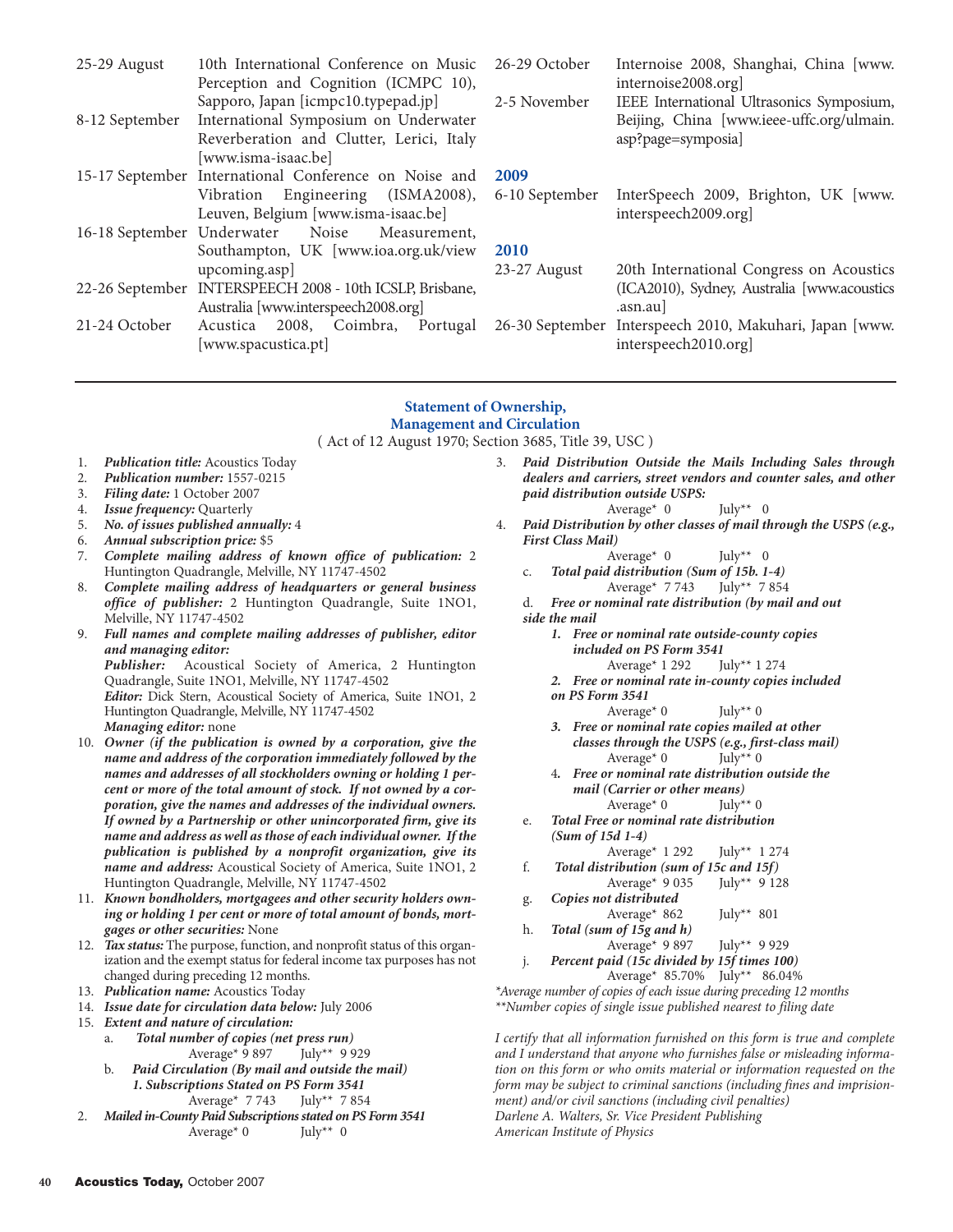25-29 August — 10th International Conference on Music Perception and Cognition (ICMPC 10), Sapporo, Japan [icmpc10.typepad.jp]

8-12 September — International Symposium on Underwater Reverberation and Clutter, Lerici, Italy [www.isma-isaac.be]

15-17 September — International Conference on Noise and Vibration Engineering (ISMA2008), Leuven, Belgium [www.isma-isaac.be]

16-18 September — Underwater Noise Measurement, Southampton, UK [www.ioa.org.uk/view upcoming.asp]

22-26 September — INTERSPEECH 2008 - 10th ICSLP, Brisbane, Australia [www.interspeech2008.org]

21-24 October — Acustica 2008, Coimbra, Portugal [www.spacustica.pt]

26-29 October — Internoise 2008, Shanghai, China [www.internoise2008.org]

2-5 November — IEEE International Ultrasonics Symposium, Beijing, China [www.ieee-uffc.org/ulmain.asp?page=symposia]

### 2009

6-10 September — InterSpeech 2009, Brighton, UK [www.interspeech2009.org]

### 2010

23-27 August — 20th International Congress on Acoustics (ICA2010), Sydney, Australia [www.acoustics.asn.au]

26-30 September — Interspeech 2010, Makuhari, Japan [www.interspeech2010.org]

---

## Statement of Ownership, Management and Circulation

( Act of 12 August 1970; Section 3685, Title 39, USC )

1. ***Publication title:*** Acoustics Today
2. ***Publication number:*** 1557-0215
3. ***Filing date:*** 1 October 2007
4. ***Issue frequency:*** Quarterly
5. ***No. of issues published annually:*** 4
6. ***Annual subscription price:*** $5
7. ***Complete mailing address of known office of publication:*** 2 Huntington Quadrangle, Melville, NY 11747-4502
8. ***Complete mailing address of headquarters or general business office of publisher:*** 2 Huntington Quadrangle, Suite 1NO1, Melville, NY 11747-4502
9. ***Full names and complete mailing addresses of publisher, editor and managing editor:***
   ***Publisher:*** Acoustical Society of America, 2 Huntington Quadrangle, Suite 1NO1, Melville, NY 11747-4502
   ***Editor:*** Dick Stern, Acoustical Society of America, Suite 1NO1, 2 Huntington Quadrangle, Melville, NY 11747-4502
   ***Managing editor:*** none
10. ***Owner (if the publication is owned by a corporation, give the name and address of the corporation immediately followed by the names and addresses of all stockholders owning or holding 1 percent or more of the total amount of stock. If not owned by a corporation, give the names and addresses of the individual owners. If owned by a Partnership or other unincorporated firm, give its name and address as well as those of each individual owner. If the publication is published by a nonprofit organization, give its name and address:*** Acoustical Society of America, Suite 1NO1, 2 Huntington Quadrangle, Melville, NY 11747-4502
11. ***Known bondholders, mortgagees and other security holders owning or holding 1 per cent or more of total amount of bonds, mortgages or other securities:*** None
12. ***Tax status:*** The purpose, function, and nonprofit status of this organization and the exempt status for federal income tax purposes has not changed during preceding 12 months.
13. ***Publication name:*** Acoustics Today
14. ***Issue date for circulation data below:*** July 2006
15. ***Extent and nature of circulation:***
    a. ***Total number of copies (net press run)***
       Average* 9 897 July** 9 929
    b. ***Paid Circulation (By mail and outside the mail)***
       ***1. Subscriptions Stated on PS Form 3541***
       Average* 7 743 July** 7 854
       ***2. Mailed in-County Paid Subscriptions stated on PS Form 3541***
       Average* 0 July** 0
       ***3. Paid Distribution Outside the Mails Including Sales through dealers and carriers, street vendors and counter sales, and other paid distribution outside USPS:***
       Average* 0 July** 0
       ***4. Paid Distribution by other classes of mail through the USPS (e.g., First Class Mail)***
       Average* 0 July** 0
    c. ***Total paid distribution (Sum of 15b. 1-4)***
       Average* 7 743 July** 7 854
    d. ***Free or nominal rate distribution (by mail and out side the mail***
       ***1. Free or nominal rate outside-county copies included on PS Form 3541***
       Average* 1 292 July** 1 274
       ***2. Free or nominal rate in-county copies included on PS Form 3541***
       Average* 0 July** 0
       ***3. Free or nominal rate copies mailed at other classes through the USPS (e.g., first-class mail)***
       Average* 0 July** 0
       ***4. Free or nominal rate distribution outside the mail (Carrier or other means)***
       Average* 0 July** 0
    e. ***Total Free or nominal rate distribution (Sum of 15d 1-4)***
       Average* 1 292 July** 1 274
    f. ***Total distribution (sum of 15c and 15f)***
       Average* 9 035 July** 9 128
    g. ***Copies not distributed***
       Average* 862 July** 801
    h. ***Total (sum of 15g and h)***
       Average* 9 897 July** 9 929
    j. ***Percent paid (15c divided by 15f times 100)***
       Average* 85.70% July** 86.04%

*\*Average number of copies of each issue during preceding 12 months*
*\*\*Number copies of single issue published nearest to filing date*

*I certify that all information furnished on this form is true and complete and I understand that anyone who furnishes false or misleading information on this form or who omits material or information requested on the form may be subject to criminal sanctions (including fines and imprisonment) and/or civil sanctions (including civil penalties)*
*Darlene A. Walters, Sr. Vice President Publishing*
*American Institute of Physics*